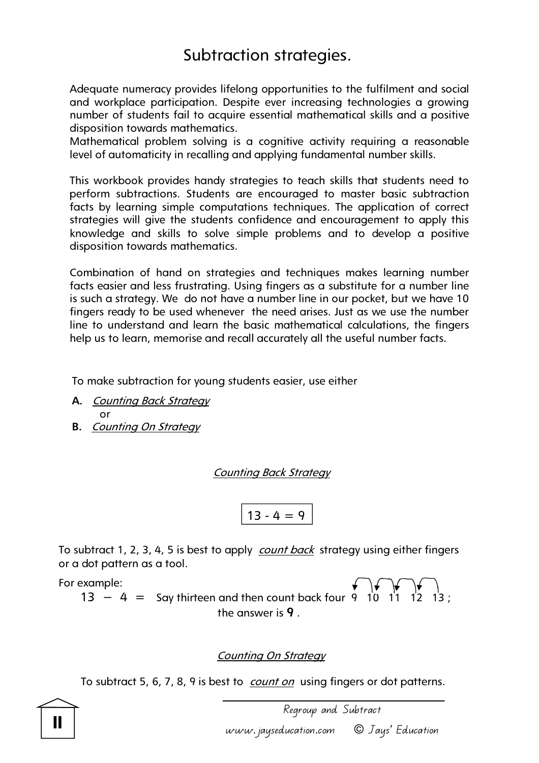# Subtraction strategies.

Adequate numeracy provides lifelong opportunities to the fulfilment and social and workplace participation. Despite ever increasing technologies a growing number of students fail to acquire essential mathematical skills and a positive disposition towards mathematics.
Mathematical problem solving is a cognitive activity requiring a reasonable level of automaticity in recalling and applying fundamental number skills.

This workbook provides handy strategies to teach skills that students need to perform subtractions. Students are encouraged to master basic subtraction facts by learning simple computations techniques. The application of correct strategies will give the students confidence and encouragement to apply this knowledge and skills to solve simple problems and to develop a positive disposition towards mathematics.

Combination of hand on strategies and techniques makes learning number facts easier and less frustrating. Using fingers as a substitute for a number line is such a strategy. We do not have a number line in our pocket, but we have 10 fingers ready to be used whenever the need arises. Just as we use the number line to understand and learn the basic mathematical calculations, the fingers help us to learn, memorise and recall accurately all the useful number facts.

To make subtraction for young students easier, use either

**A.** *Counting Back Strategy*
or
**B.** *Counting On Strategy*

## *Counting Back Strategy*

$$13 - 4 = 9$$

To subtract 1, 2, 3, 4, 5 is best to apply *count back* strategy using either fingers or a dot pattern as a tool.

For example:

$13 - 4 =$ Say thirteen and then count back four 9 10 11 12 13 ;
the answer is **9** .

## *Counting On Strategy*

To subtract 5, 6, 7, 8, 9 is best to *count on* using fingers or dot patterns.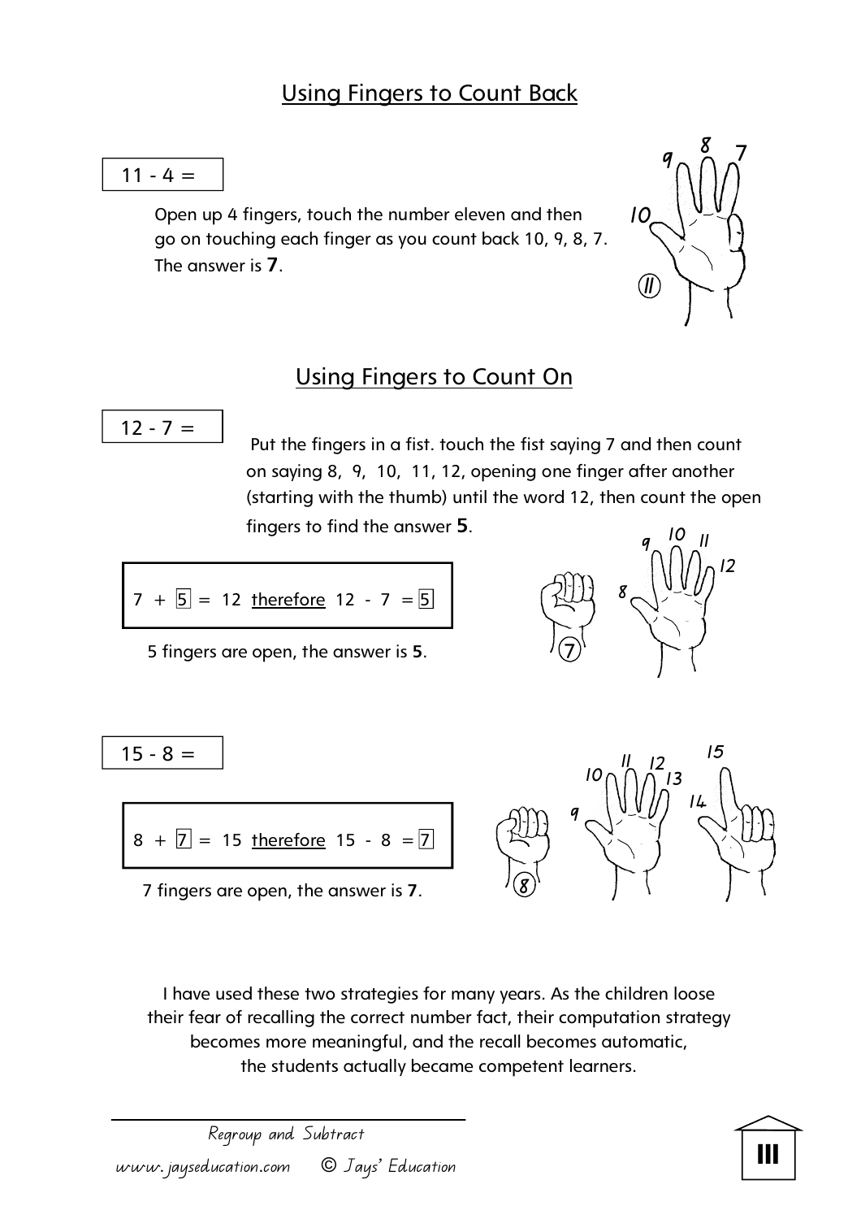## Using Fingers to Count Back

11 - 4 =

Open up 4 fingers, touch the number eleven and then go on touching each finger as you count back 10, 9, 8, 7. The answer is **7**.

## Using Fingers to Count On

12 - 7 =

Put the fingers in a fist. touch the fist saying 7 and then count on saying 8, 9, 10, 11, 12, opening one finger after another (starting with the thumb) until the word 12, then count the open fingers to find the answer **5**.

7 + 5 = 12 therefore 12 - 7 = 5

5 fingers are open, the answer is **5**.

15 - 8 =

8 + 7 = 15 therefore 15 - 8 = 7

7 fingers are open, the answer is **7**.

I have used these two strategies for many years. As the children loose their fear of recalling the correct number fact, their computation strategy becomes more meaningful, and the recall becomes automatic, the students actually became competent learners.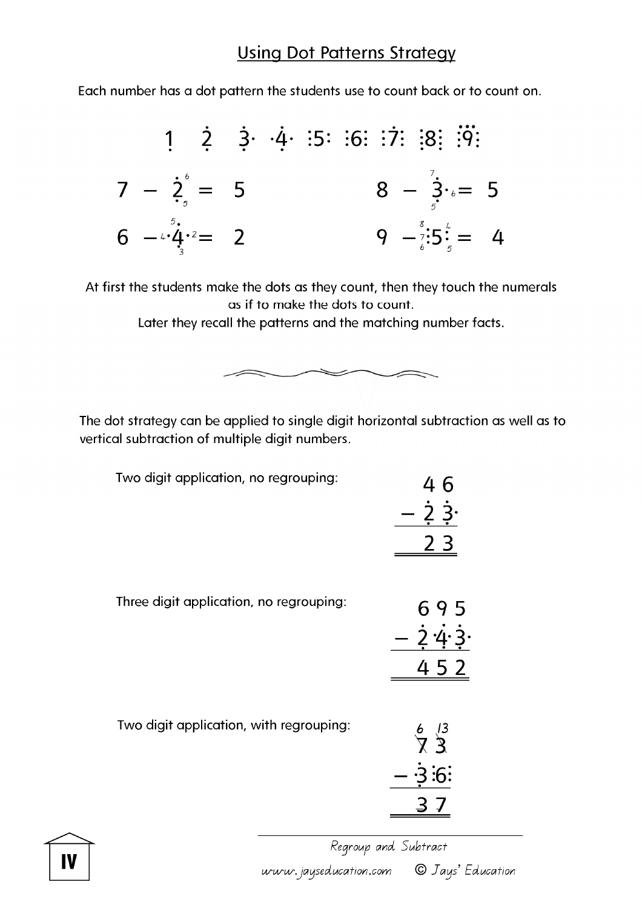# Using Dot Patterns Strategy

Each number has a dot pattern the students use to count back or to count on.

1 2 3 4 5 6 7 8 9

$7 - 2 = 5$

$8 - 3 = 5$

$6 - 4 = 2$

$9 - 5 = 4$

At first the students make the dots as they count, then they touch the numerals as if to make the dots to count.
Later they recall the patterns and the matching number facts.

The dot strategy can be applied to single digit horizontal subtraction as well as to vertical subtraction of multiple digit numbers.

Two digit application, no regrouping:

$$\begin{array}{r} 46 \\ -\ 23 \\ \hline 23 \end{array}$$

Three digit application, no regrouping:

$$\begin{array}{r} 695 \\ -\ 243 \\ \hline 452 \end{array}$$

Two digit application, with regrouping:

$$\begin{array}{r} \overset{6}{\cancel{7}}\,\overset{13}{\cancel{3}} \\ -\ 3\,6 \\ \hline 3\,7 \end{array}$$

*Regroup and Subtract*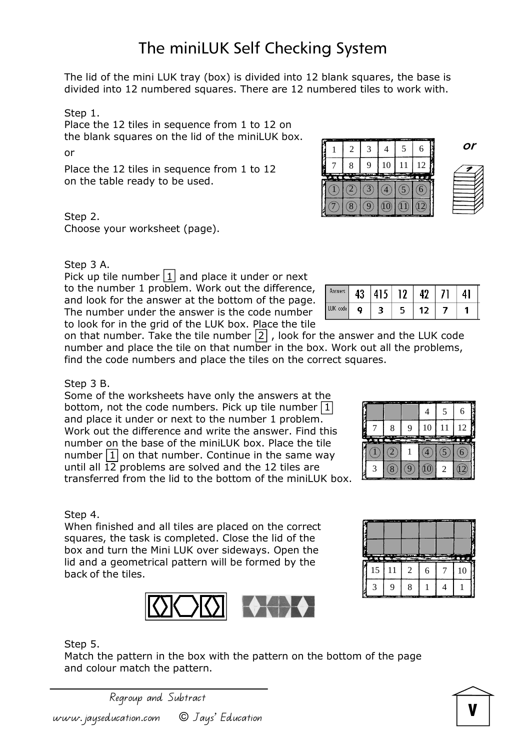# The miniLUK Self Checking System

The lid of the mini LUK tray (box) is divided into 12 blank squares, the base is divided into 12 numbered squares. There are 12 numbered tiles to work with.

Step 1.
Place the 12 tiles in sequence from 1 to 12 on the blank squares on the lid of the miniLUK box.

or

Place the 12 tiles in sequence from 1 to 12 on the table ready to be used.

Step 2.
Choose your worksheet (page).

Step 3 A.
Pick up tile number 1 and place it under or next to the number 1 problem. Work out the difference, and look for the answer at the bottom of the page. The number under the answer is the code number to look for in the grid of the LUK box. Place the tile on that number. Take the tile number 2, look for the answer and the LUK code number and place the tile on that number in the box. Work out all the problems, find the code numbers and place the tiles on the correct squares.

| Answers | 43 | 415 | 12 | 42 | 71 | 41 |
|---|---|---|---|---|---|---|
| LUK code | 9 | 3 | 5 | 12 | 7 | 1 |

Step 3 B.
Some of the worksheets have only the answers at the bottom, not the code numbers. Pick up tile number 1 and place it under or next to the number 1 problem. Work out the difference and write the answer. Find this number on the base of the miniLUK box. Place the tile number 1 on that number. Continue in the same way until all 12 problems are solved and the 12 tiles are transferred from the lid to the bottom of the miniLUK box.

Step 4.
When finished and all tiles are placed on the correct squares, the task is completed. Close the lid of the box and turn the Mini LUK over sideways. Open the lid and a geometrical pattern will be formed by the back of the tiles.

Step 5.
Match the pattern in the box with the pattern on the bottom of the page and colour match the pattern.

Regroup and Subtract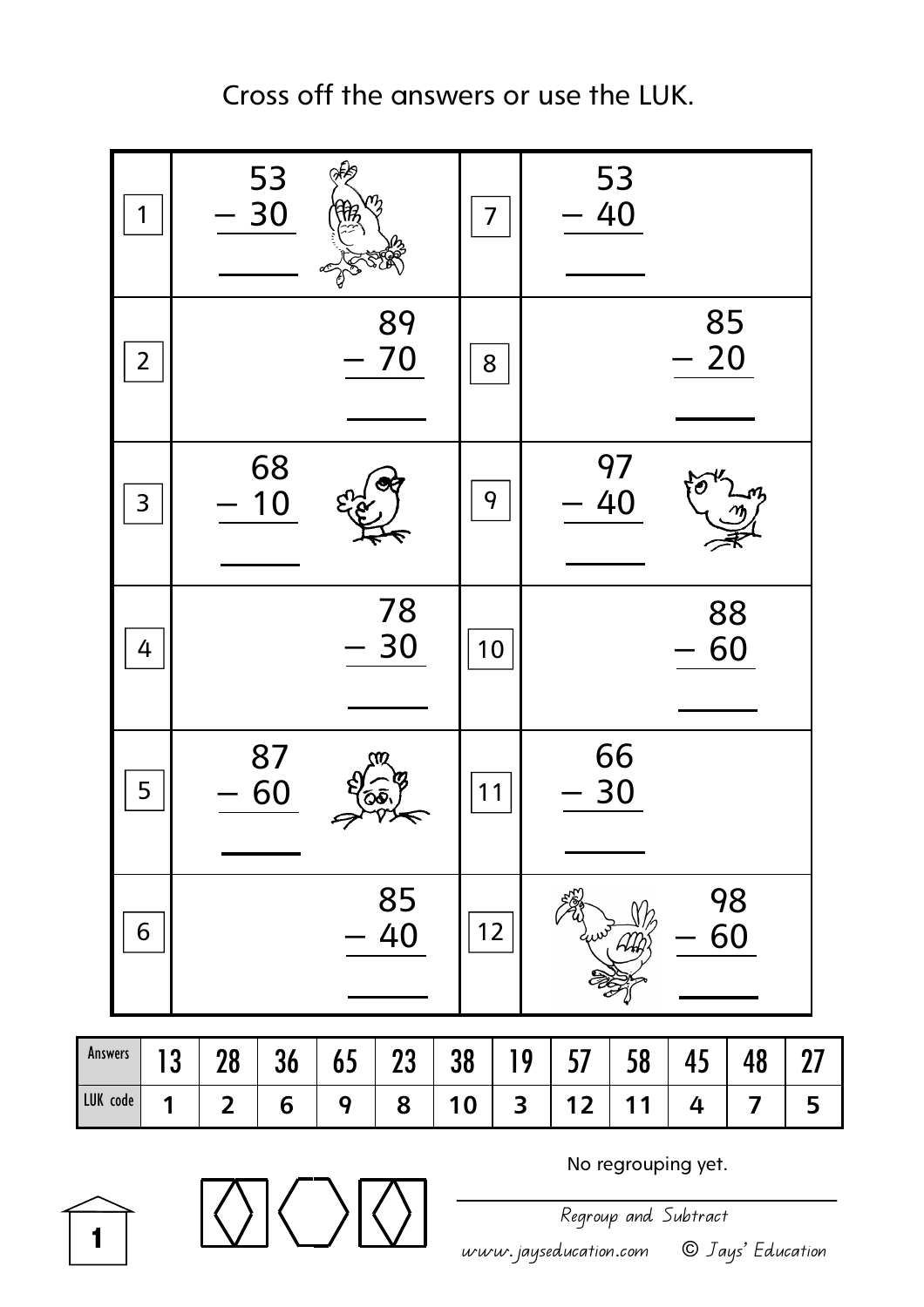Cross off the answers or use the LUK.

| | | | |
|---|---|---|---|
| 1 | $53 - 30 =$ ____ | 7 | $53 - 40 =$ ____ |
| 2 | $89 - 70 =$ ____ | 8 | $85 - 20 =$ ____ |
| 3 | $68 - 10 =$ ____ | 9 | $97 - 40 =$ ____ |
| 4 | $78 - 30 =$ ____ | 10 | $88 - 60 =$ ____ |
| 5 | $87 - 60 =$ ____ | 11 | $66 - 30 =$ ____ |
| 6 | $85 - 40 =$ ____ | 12 | $98 - 60 =$ ____ |

| Answers | 13 | 28 | 36 | 65 | 23 | 38 | 19 | 57 | 58 | 45 | 48 | 27 |
|---|---|---|---|---|---|---|---|---|---|---|---|---|
| LUK code | 1 | 2 | 6 | 9 | 8 | 10 | 3 | 12 | 11 | 4 | 7 | 5 |

No regrouping yet.

Regroup and Subtract

www.jayseducation.com © Jays' Education